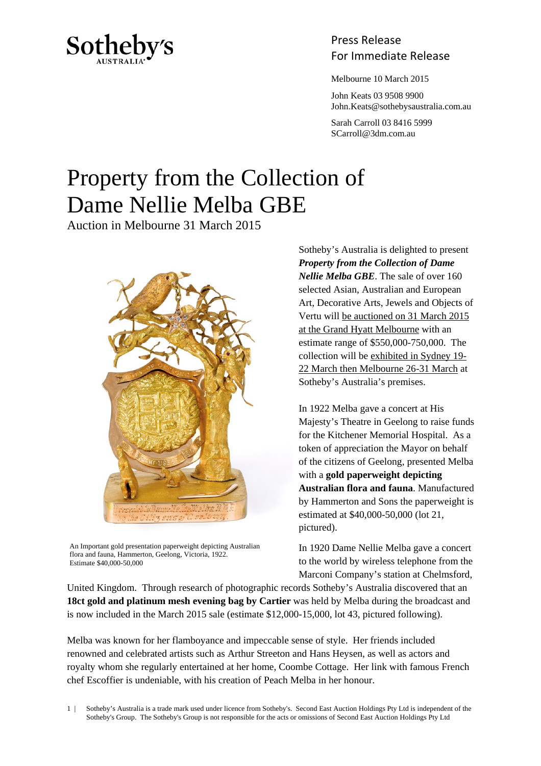Sotheby's Australia

Press Release
For Immediate Release

Melbourne 10 March 2015

John Keats 03 9508 9900
John.Keats@sothebysaustralia.com.au

Sarah Carroll 03 8416 5999
SCarroll@3dm.com.au

# Property from the Collection of Dame Nellie Melba GBE

Auction in Melbourne 31 March 2015

Sotheby's Australia is delighted to present ***Property from the Collection of Dame Nellie Melba GBE***. The sale of over 160 selected Asian, Australian and European Art, Decorative Arts, Jewels and Objects of Vertu will be auctioned on 31 March 2015 at the Grand Hyatt Melbourne with an estimate range of $550,000-750,000. The collection will be exhibited in Sydney 19-22 March then Melbourne 26-31 March at Sotheby's Australia's premises.

In 1922 Melba gave a concert at His Majesty's Theatre in Geelong to raise funds for the Kitchener Memorial Hospital. As a token of appreciation the Mayor on behalf of the citizens of Geelong, presented Melba with a **gold paperweight depicting Australian flora and fauna**. Manufactured by Hammerton and Sons the paperweight is estimated at $40,000-50,000 (lot 21, pictured).

An Important gold presentation paperweight depicting Australian flora and fauna, Hammerton, Geelong, Victoria, 1922. Estimate $40,000-50,000

In 1920 Dame Nellie Melba gave a concert to the world by wireless telephone from the Marconi Company's station at Chelmsford, United Kingdom. Through research of photographic records Sotheby's Australia discovered that an **18ct gold and platinum mesh evening bag by Cartier** was held by Melba during the broadcast and is now included in the March 2015 sale (estimate $12,000-15,000, lot 43, pictured following).

Melba was known for her flamboyance and impeccable sense of style. Her friends included renowned and celebrated artists such as Arthur Streeton and Hans Heysen, as well as actors and royalty whom she regularly entertained at her home, Coombe Cottage. Her link with famous French chef Escoffier is undeniable, with his creation of Peach Melba in her honour.

Sotheby's Australia is a trade mark used under licence from Sotheby's. Second East Auction Holdings Pty Ltd is independent of the Sotheby's Group. The Sotheby's Group is not responsible for the acts or omissions of Second East Auction Holdings Pty Ltd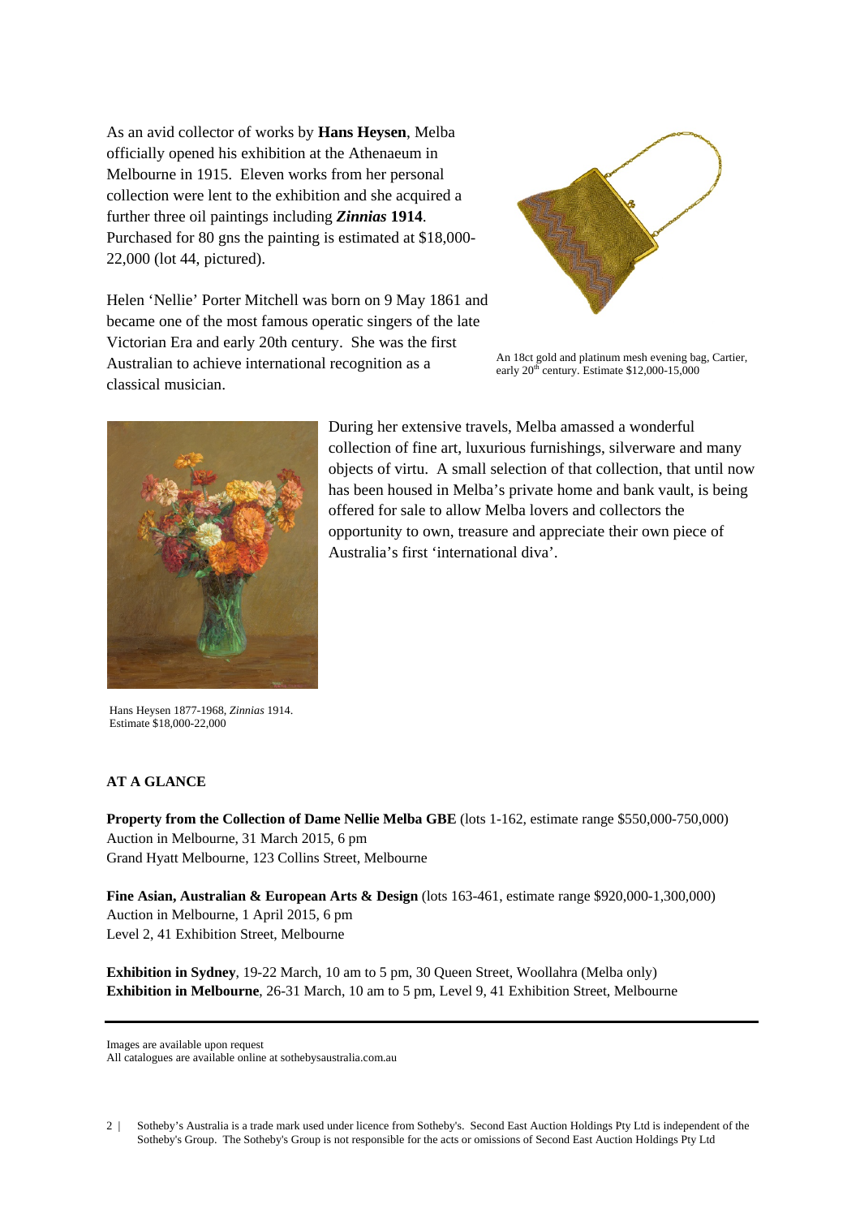As an avid collector of works by **Hans Heysen**, Melba officially opened his exhibition at the Athenaeum in Melbourne in 1915. Eleven works from her personal collection were lent to the exhibition and she acquired a further three oil paintings including ***Zinnias* 1914**. Purchased for 80 gns the painting is estimated at $18,000-22,000 (lot 44, pictured).

Helen 'Nellie' Porter Mitchell was born on 9 May 1861 and became one of the most famous operatic singers of the late Victorian Era and early 20th century. She was the first Australian to achieve international recognition as a classical musician.

An 18ct gold and platinum mesh evening bag, Cartier, early 20th century. Estimate $12,000-15,000

During her extensive travels, Melba amassed a wonderful collection of fine art, luxurious furnishings, silverware and many objects of virtu. A small selection of that collection, that until now has been housed in Melba's private home and bank vault, is being offered for sale to allow Melba lovers and collectors the opportunity to own, treasure and appreciate their own piece of Australia's first 'international diva'.

Hans Heysen 1877-1968, *Zinnias* 1914.
Estimate $18,000-22,000

**AT A GLANCE**

**Property from the Collection of Dame Nellie Melba GBE** (lots 1-162, estimate range $550,000-750,000)
Auction in Melbourne, 31 March 2015, 6 pm
Grand Hyatt Melbourne, 123 Collins Street, Melbourne

**Fine Asian, Australian & European Arts & Design** (lots 163-461, estimate range $920,000-1,300,000)
Auction in Melbourne, 1 April 2015, 6 pm
Level 2, 41 Exhibition Street, Melbourne

**Exhibition in Sydney**, 19-22 March, 10 am to 5 pm, 30 Queen Street, Woollahra (Melba only)
**Exhibition in Melbourne**, 26-31 March, 10 am to 5 pm, Level 9, 41 Exhibition Street, Melbourne

---

Images are available upon request
All catalogues are available online at sothebysaustralia.com.au

Sotheby's Australia is a trade mark used under licence from Sotheby's. Second East Auction Holdings Pty Ltd is independent of the Sotheby's Group. The Sotheby's Group is not responsible for the acts or omissions of Second East Auction Holdings Pty Ltd